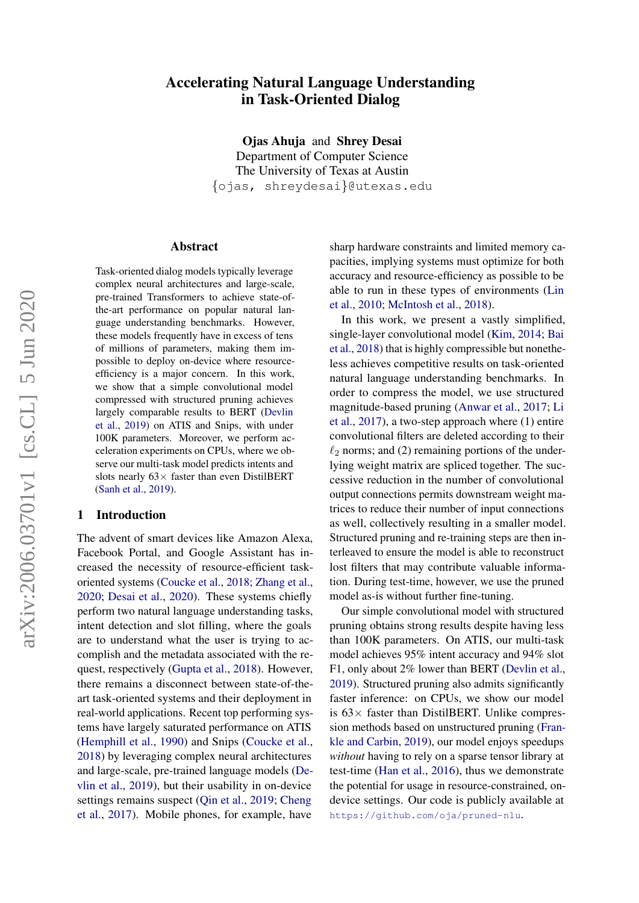# Accelerating Natural Language Understanding in Task-Oriented Dialog

**Ojas Ahuja** and **Shrey Desai**
Department of Computer Science
The University of Texas at Austin
{ojas, shreydesai}@utexas.edu

## Abstract

Task-oriented dialog models typically leverage complex neural architectures and large-scale, pre-trained Transformers to achieve state-of-the-art performance on popular natural language understanding benchmarks. However, these models frequently have in excess of tens of millions of parameters, making them impossible to deploy on-device where resource-efficiency is a major concern. In this work, we show that a simple convolutional model compressed with structured pruning achieves largely comparable results to BERT (Devlin et al., 2019) on ATIS and Snips, with under 100K parameters. Moreover, we perform acceleration experiments on CPUs, where we observe our multi-task model predicts intents and slots nearly $63\times$ faster than even DistilBERT (Sanh et al., 2019).

## 1 Introduction

The advent of smart devices like Amazon Alexa, Facebook Portal, and Google Assistant has increased the necessity of resource-efficient task-oriented systems (Coucke et al., 2018; Zhang et al., 2020; Desai et al., 2020). These systems chiefly perform two natural language understanding tasks, intent detection and slot filling, where the goals are to understand what the user is trying to accomplish and the metadata associated with the request, respectively (Gupta et al., 2018). However, there remains a disconnect between state-of-the-art task-oriented systems and their deployment in real-world applications. Recent top performing systems have largely saturated performance on ATIS (Hemphill et al., 1990) and Snips (Coucke et al., 2018) by leveraging complex neural architectures and large-scale, pre-trained language models (Devlin et al., 2019), but their usability in on-device settings remains suspect (Qin et al., 2019; Cheng et al., 2017). Mobile phones, for example, have sharp hardware constraints and limited memory capacities, implying systems must optimize for both accuracy and resource-efficiency as possible to be able to run in these types of environments (Lin et al., 2010; McIntosh et al., 2018).

In this work, we present a vastly simplified, single-layer convolutional model (Kim, 2014; Bai et al., 2018) that is highly compressible but nonetheless achieves competitive results on task-oriented natural language understanding benchmarks. In order to compress the model, we use structured magnitude-based pruning (Anwar et al., 2017; Li et al., 2017), a two-step approach where (1) entire convolutional filters are deleted according to their $\ell_2$ norms; and (2) remaining portions of the underlying weight matrix are spliced together. The successive reduction in the number of convolutional output connections permits downstream weight matrices to reduce their number of input connections as well, collectively resulting in a smaller model. Structured pruning and re-training steps are then interleaved to ensure the model is able to reconstruct lost filters that may contribute valuable information. During test-time, however, we use the pruned model as-is without further fine-tuning.

Our simple convolutional model with structured pruning obtains strong results despite having less than 100K parameters. On ATIS, our multi-task model achieves 95% intent accuracy and 94% slot F1, only about 2% lower than BERT (Devlin et al., 2019). Structured pruning also admits significantly faster inference: on CPUs, we show our model is $63\times$ faster than DistilBERT. Unlike compression methods based on unstructured pruning (Frankle and Carbin, 2019), our model enjoys speedups *without* having to rely on a sparse tensor library at test-time (Han et al., 2016), thus we demonstrate the potential for usage in resource-constrained, on-device settings. Our code is publicly available at https://github.com/oja/pruned-nlu.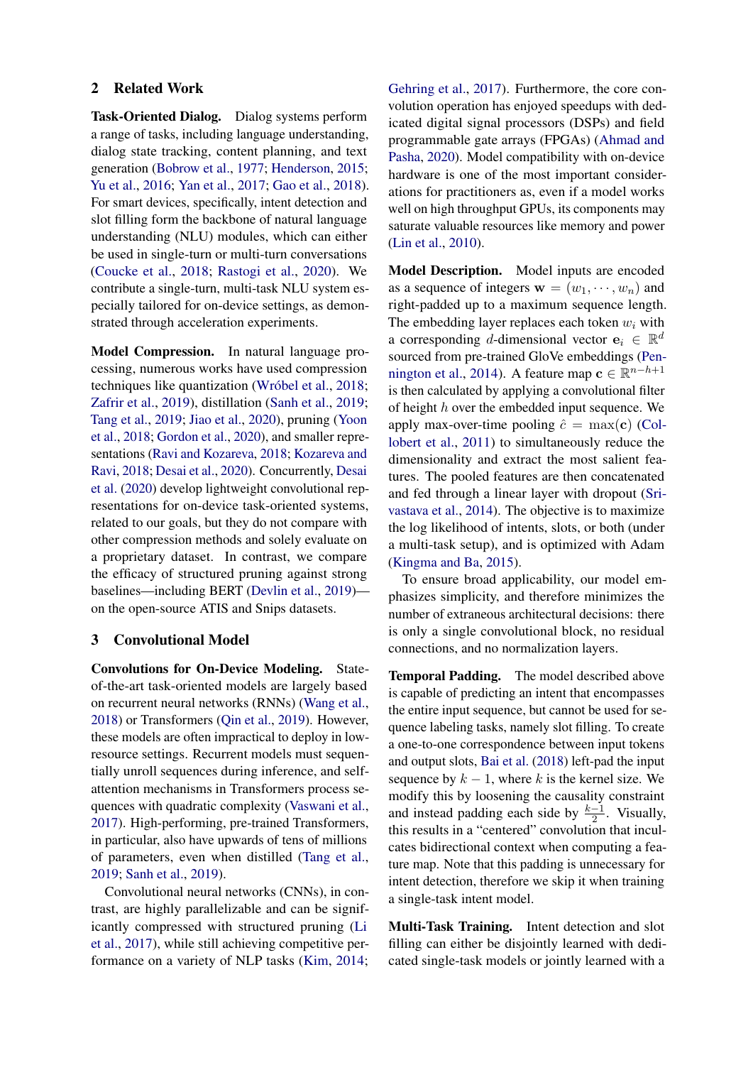## 2 Related Work

**Task-Oriented Dialog.** Dialog systems perform a range of tasks, including language understanding, dialog state tracking, content planning, and text generation (Bobrow et al., 1977; Henderson, 2015; Yu et al., 2016; Yan et al., 2017; Gao et al., 2018). For smart devices, specifically, intent detection and slot filling form the backbone of natural language understanding (NLU) modules, which can either be used in single-turn or multi-turn conversations (Coucke et al., 2018; Rastogi et al., 2020). We contribute a single-turn, multi-task NLU system especially tailored for on-device settings, as demonstrated through acceleration experiments.

**Model Compression.** In natural language processing, numerous works have used compression techniques like quantization (Wróbel et al., 2018; Zafrir et al., 2019), distillation (Sanh et al., 2019; Tang et al., 2019; Jiao et al., 2020), pruning (Yoon et al., 2018; Gordon et al., 2020), and smaller representations (Ravi and Kozareva, 2018; Kozareva and Ravi, 2018; Desai et al., 2020). Concurrently, Desai et al. (2020) develop lightweight convolutional representations for on-device task-oriented systems, related to our goals, but they do not compare with other compression methods and solely evaluate on a proprietary dataset. In contrast, we compare the efficacy of structured pruning against strong baselines—including BERT (Devlin et al., 2019)—on the open-source ATIS and Snips datasets.

## 3 Convolutional Model

**Convolutions for On-Device Modeling.** State-of-the-art task-oriented models are largely based on recurrent neural networks (RNNs) (Wang et al., 2018) or Transformers (Qin et al., 2019). However, these models are often impractical to deploy in low-resource settings. Recurrent models must sequentially unroll sequences during inference, and self-attention mechanisms in Transformers process sequences with quadratic complexity (Vaswani et al., 2017). High-performing, pre-trained Transformers, in particular, also have upwards of tens of millions of parameters, even when distilled (Tang et al., 2019; Sanh et al., 2019).

Convolutional neural networks (CNNs), in contrast, are highly parallelizable and can be significantly compressed with structured pruning (Li et al., 2017), while still achieving competitive performance on a variety of NLP tasks (Kim, 2014; Gehring et al., 2017). Furthermore, the core convolution operation has enjoyed speedups with dedicated digital signal processors (DSPs) and field programmable gate arrays (FPGAs) (Ahmad and Pasha, 2020). Model compatibility with on-device hardware is one of the most important considerations for practitioners as, even if a model works well on high throughput GPUs, its components may saturate valuable resources like memory and power (Lin et al., 2010).

**Model Description.** Model inputs are encoded as a sequence of integers $\mathbf{w} = (w_1, \cdots, w_n)$ and right-padded up to a maximum sequence length. The embedding layer replaces each token $w_i$ with a corresponding $d$-dimensional vector $\mathbf{e}_i \in \mathbb{R}^d$ sourced from pre-trained GloVe embeddings (Pennington et al., 2014). A feature map $\mathbf{c} \in \mathbb{R}^{n-h+1}$ is then calculated by applying a convolutional filter of height $h$ over the embedded input sequence. We apply max-over-time pooling $\hat{c} = \max(\mathbf{c})$ (Collobert et al., 2011) to simultaneously reduce the dimensionality and extract the most salient features. The pooled features are then concatenated and fed through a linear layer with dropout (Srivastava et al., 2014). The objective is to maximize the log likelihood of intents, slots, or both (under a multi-task setup), and is optimized with Adam (Kingma and Ba, 2015).

To ensure broad applicability, our model emphasizes simplicity, and therefore minimizes the number of extraneous architectural decisions: there is only a single convolutional block, no residual connections, and no normalization layers.

**Temporal Padding.** The model described above is capable of predicting an intent that encompasses the entire input sequence, but cannot be used for sequence labeling tasks, namely slot filling. To create a one-to-one correspondence between input tokens and output slots, Bai et al. (2018) left-pad the input sequence by $k - 1$, where $k$ is the kernel size. We modify this by loosening the causality constraint and instead padding each side by $\frac{k-1}{2}$. Visually, this results in a "centered" convolution that inculcates bidirectional context when computing a feature map. Note that this padding is unnecessary for intent detection, therefore we skip it when training a single-task intent model.

**Multi-Task Training.** Intent detection and slot filling can either be disjointly learned with dedicated single-task models or jointly learned with a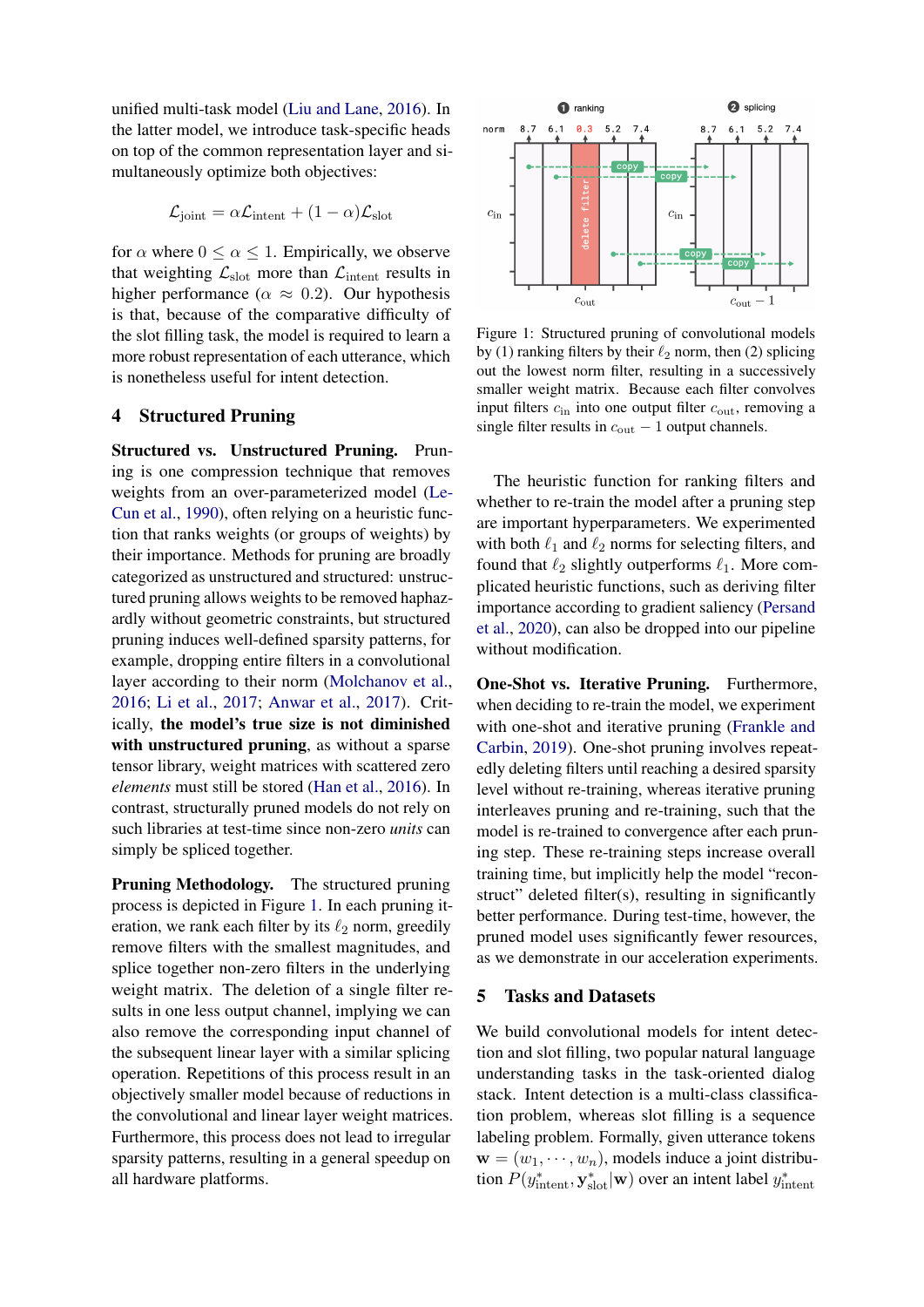unified multi-task model (Liu and Lane, 2016). In the latter model, we introduce task-specific heads on top of the common representation layer and simultaneously optimize both objectives:

$$\mathcal{L}_{\text{joint}} = \alpha\mathcal{L}_{\text{intent}} + (1-\alpha)\mathcal{L}_{\text{slot}}$$

for $\alpha$ where $0 \leq \alpha \leq 1$. Empirically, we observe that weighting $\mathcal{L}_{\text{slot}}$ more than $\mathcal{L}_{\text{intent}}$ results in higher performance ($\alpha \approx 0.2$). Our hypothesis is that, because of the comparative difficulty of the slot filling task, the model is required to learn a more robust representation of each utterance, which is nonetheless useful for intent detection.

## 4 Structured Pruning

**Structured vs. Unstructured Pruning.** Pruning is one compression technique that removes weights from an over-parameterized model (LeCun et al., 1990), often relying on a heuristic function that ranks weights (or groups of weights) by their importance. Methods for pruning are broadly categorized as unstructured and structured: unstructured pruning allows weights to be removed haphazardly without geometric constraints, but structured pruning induces well-defined sparsity patterns, for example, dropping entire filters in a convolutional layer according to their norm (Molchanov et al., 2016; Li et al., 2017; Anwar et al., 2017). Critically, **the model's true size is not diminished with unstructured pruning**, as without a sparse tensor library, weight matrices with scattered zero *elements* must still be stored (Han et al., 2016). In contrast, structurally pruned models do not rely on such libraries at test-time since non-zero *units* can simply be spliced together.

**Pruning Methodology.** The structured pruning process is depicted in Figure 1. In each pruning iteration, we rank each filter by its $\ell_2$ norm, greedily remove filters with the smallest magnitudes, and splice together non-zero filters in the underlying weight matrix. The deletion of a single filter results in one less output channel, implying we can also remove the corresponding input channel of the subsequent linear layer with a similar splicing operation. Repetitions of this process result in an objectively smaller model because of reductions in the convolutional and linear layer weight matrices. Furthermore, this process does not lead to irregular sparsity patterns, resulting in a general speedup on all hardware platforms.

Figure 1: Structured pruning of convolutional models by (1) ranking filters by their $\ell_2$ norm, then (2) splicing out the lowest norm filter, resulting in a successively smaller weight matrix. Because each filter convolves input filters $c_{\text{in}}$ into one output filter $c_{\text{out}}$, removing a single filter results in $c_{\text{out}} - 1$ output channels.

The heuristic function for ranking filters and whether to re-train the model after a pruning step are important hyperparameters. We experimented with both $\ell_1$ and $\ell_2$ norms for selecting filters, and found that $\ell_2$ slightly outperforms $\ell_1$. More complicated heuristic functions, such as deriving filter importance according to gradient saliency (Persand et al., 2020), can also be dropped into our pipeline without modification.

**One-Shot vs. Iterative Pruning.** Furthermore, when deciding to re-train the model, we experiment with one-shot and iterative pruning (Frankle and Carbin, 2019). One-shot pruning involves repeatedly deleting filters until reaching a desired sparsity level without re-training, whereas iterative pruning interleaves pruning and re-training, such that the model is re-trained to convergence after each pruning step. These re-training steps increase overall training time, but implicitly help the model "reconstruct" deleted filter(s), resulting in significantly better performance. During test-time, however, the pruned model uses significantly fewer resources, as we demonstrate in our acceleration experiments.

## 5 Tasks and Datasets

We build convolutional models for intent detection and slot filling, two popular natural language understanding tasks in the task-oriented dialog stack. Intent detection is a multi-class classification problem, whereas slot filling is a sequence labeling problem. Formally, given utterance tokens $\mathbf{w} = (w_1, \cdots, w_n)$, models induce a joint distribution $P(y^*_{\text{intent}}, \mathbf{y}^*_{\text{slot}}|\mathbf{w})$ over an intent label $y^*_{\text{intent}}$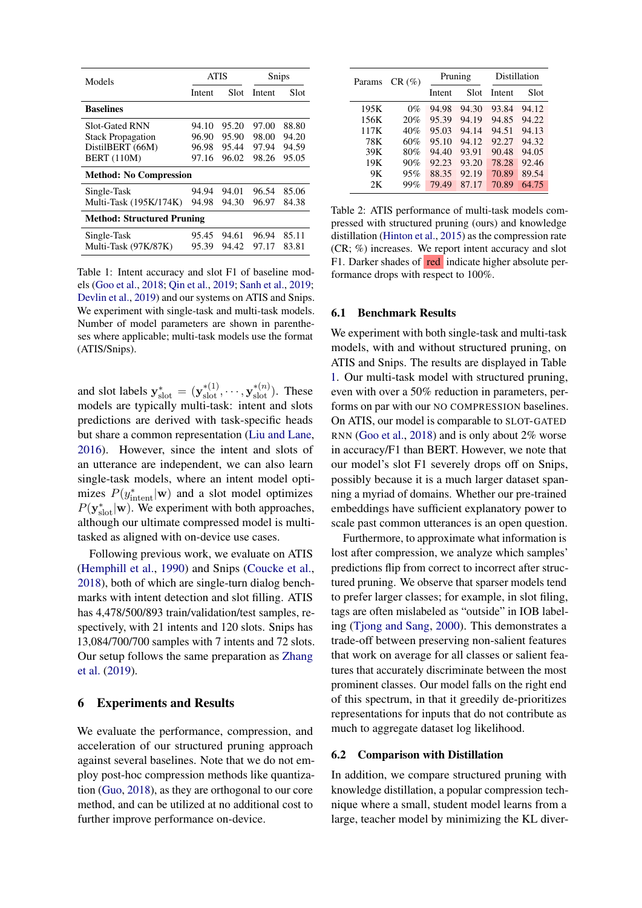| Models | ATIS | | Snips | |
|---|---|---|---|---|
| | Intent | Slot | Intent | Slot |
| **Baselines** | | | | |
| Slot-Gated RNN | 94.10 | 95.20 | 97.00 | 88.80 |
| Stack Propagation | 96.90 | 95.90 | 98.00 | 94.20 |
| DistilBERT (66M) | 96.98 | 95.44 | 97.94 | 94.59 |
| BERT (110M) | 97.16 | 96.02 | 98.26 | 95.05 |
| **Method: No Compression** | | | | |
| Single-Task | 94.94 | 94.01 | 96.54 | 85.06 |
| Multi-Task (195K/174K) | 94.98 | 94.30 | 96.97 | 84.38 |
| **Method: Structured Pruning** | | | | |
| Single-Task | 95.45 | 94.61 | 96.94 | 85.11 |
| Multi-Task (97K/87K) | 95.39 | 94.42 | 97.17 | 83.81 |

Table 1: Intent accuracy and slot F1 of baseline models (Goo et al., 2018; Qin et al., 2019; Sanh et al., 2019; Devlin et al., 2019) and our systems on ATIS and Snips. We experiment with single-task and multi-task models. Number of model parameters are shown in parentheses where applicable; multi-task models use the format (ATIS/Snips).

and slot labels $\mathbf{y}^*_{\text{slot}} = (\mathbf{y}^{*(1)}_{\text{slot}}, \cdots, \mathbf{y}^{*(n)}_{\text{slot}})$. These models are typically multi-task: intent and slots predictions are derived with task-specific heads but share a common representation (Liu and Lane, 2016). However, since the intent and slots of an utterance are independent, we can also learn single-task models, where an intent model optimizes $P(y^*_{\text{intent}}|\mathbf{w})$ and a slot model optimizes $P(\mathbf{y}^*_{\text{slot}}|\mathbf{w})$. We experiment with both approaches, although our ultimate compressed model is multi-tasked as aligned with on-device use cases.

Following previous work, we evaluate on ATIS (Hemphill et al., 1990) and Snips (Coucke et al., 2018), both of which are single-turn dialog benchmarks with intent detection and slot filling. ATIS has 4,478/500/893 train/validation/test samples, respectively, with 21 intents and 120 slots. Snips has 13,084/700/700 samples with 7 intents and 72 slots. Our setup follows the same preparation as Zhang et al. (2019).

# 6 Experiments and Results

We evaluate the performance, compression, and acceleration of our structured pruning approach against several baselines. Note that we do not employ post-hoc compression methods like quantization (Guo, 2018), as they are orthogonal to our core method, and can be utilized at no additional cost to further improve performance on-device.

| Params | CR (%) | Pruning | | Distillation | |
|---|---|---|---|---|---|
| | | Intent | Slot | Intent | Slot |
| 195K | 0% | 94.98 | 94.30 | 93.84 | 94.12 |
| 156K | 20% | 95.39 | 94.19 | 94.85 | 94.22 |
| 117K | 40% | 95.03 | 94.14 | 94.51 | 94.13 |
| 78K | 60% | 95.10 | 94.12 | 92.27 | 94.32 |
| 39K | 80% | 94.40 | 93.91 | 90.48 | 94.05 |
| 19K | 90% | 92.23 | 93.20 | 78.28 | 92.46 |
| 9K | 95% | 88.35 | 92.19 | 70.89 | 89.54 |
| 2K | 99% | 79.49 | 87.17 | 70.89 | 64.75 |

Table 2: ATIS performance of multi-task models compressed with structured pruning (ours) and knowledge distillation (Hinton et al., 2015) as the compression rate (CR; %) increases. We report intent accuracy and slot F1. Darker shades of red indicate higher absolute performance drops with respect to 100%.

## 6.1 Benchmark Results

We experiment with both single-task and multi-task models, with and without structured pruning, on ATIS and Snips. The results are displayed in Table 1. Our multi-task model with structured pruning, even with over a 50% reduction in parameters, performs on par with our NO COMPRESSION baselines. On ATIS, our model is comparable to SLOT-GATED RNN (Goo et al., 2018) and is only about 2% worse in accuracy/F1 than BERT. However, we note that our model's slot F1 severely drops off on Snips, possibly because it is a much larger dataset spanning a myriad of domains. Whether our pre-trained embeddings have sufficient explanatory power to scale past common utterances is an open question.

Furthermore, to approximate what information is lost after compression, we analyze which samples' predictions flip from correct to incorrect after structured pruning. We observe that sparser models tend to prefer larger classes; for example, in slot filing, tags are often mislabeled as "outside" in IOB labeling (Tjong and Sang, 2000). This demonstrates a trade-off between preserving non-salient features that work on average for all classes or salient features that accurately discriminate between the most prominent classes. Our model falls on the right end of this spectrum, in that it greedily de-prioritizes representations for inputs that do not contribute as much to aggregate dataset log likelihood.

## 6.2 Comparison with Distillation

In addition, we compare structured pruning with knowledge distillation, a popular compression technique where a small, student model learns from a large, teacher model by minimizing the KL diver-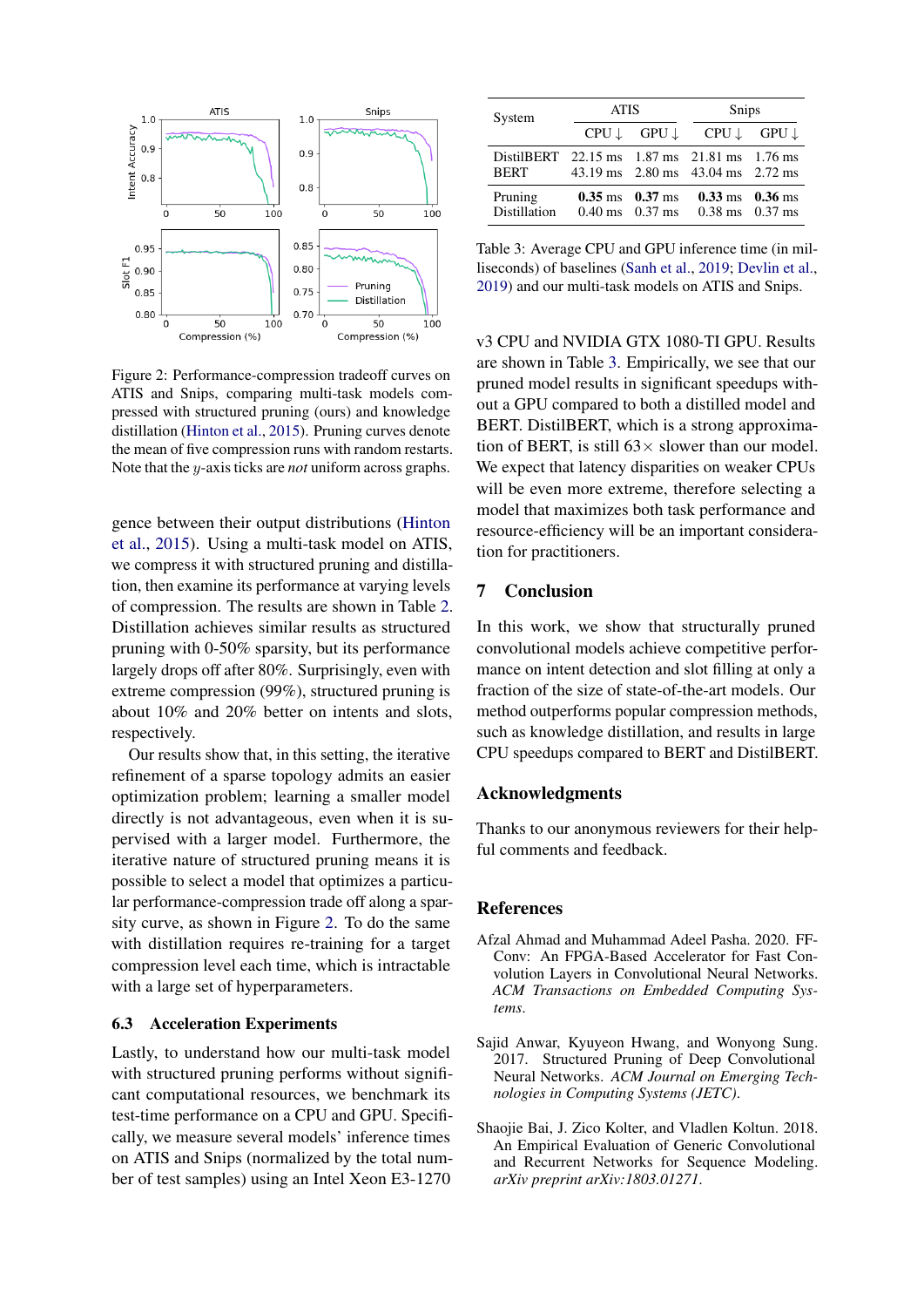Figure 2: Performance-compression tradeoff curves on ATIS and Snips, comparing multi-task models compressed with structured pruning (ours) and knowledge distillation (Hinton et al., 2015). Pruning curves denote the mean of five compression runs with random restarts. Note that the $y$-axis ticks are *not* uniform across graphs.

gence between their output distributions (Hinton et al., 2015). Using a multi-task model on ATIS, we compress it with structured pruning and distillation, then examine its performance at varying levels of compression. The results are shown in Table 2. Distillation achieves similar results as structured pruning with 0-50% sparsity, but its performance largely drops off after 80%. Surprisingly, even with extreme compression (99%), structured pruning is about 10% and 20% better on intents and slots, respectively.

Our results show that, in this setting, the iterative refinement of a sparse topology admits an easier optimization problem; learning a smaller model directly is not advantageous, even when it is supervised with a larger model. Furthermore, the iterative nature of structured pruning means it is possible to select a model that optimizes a particular performance-compression trade off along a sparsity curve, as shown in Figure 2. To do the same with distillation requires re-training for a target compression level each time, which is intractable with a large set of hyperparameters.

### 6.3 Acceleration Experiments

Lastly, to understand how our multi-task model with structured pruning performs without significant computational resources, we benchmark its test-time performance on a CPU and GPU. Specifically, we measure several models' inference times on ATIS and Snips (normalized by the total number of test samples) using an Intel Xeon E3-1270 v3 CPU and NVIDIA GTX 1080-TI GPU. Results are shown in Table 3. Empirically, we see that our pruned model results in significant speedups without a GPU compared to both a distilled model and BERT. DistilBERT, which is a strong approximation of BERT, is still 63× slower than our model. We expect that latency disparities on weaker CPUs will be even more extreme, therefore selecting a model that maximizes both task performance and resource-efficiency will be an important consideration for practitioners.

| System | ATIS | | Snips | |
|---|---|---|---|---|
| | CPU ↓ | GPU ↓ | CPU ↓ | GPU ↓ |
| DistilBERT | 22.15 ms | 1.87 ms | 21.81 ms | 1.76 ms |
| BERT | 43.19 ms | 2.80 ms | 43.04 ms | 2.72 ms |
| Pruning | **0.35** ms | **0.37** ms | **0.33** ms | **0.36** ms |
| Distillation | 0.40 ms | 0.37 ms | 0.38 ms | 0.37 ms |

Table 3: Average CPU and GPU inference time (in milliseconds) of baselines (Sanh et al., 2019; Devlin et al., 2019) and our multi-task models on ATIS and Snips.

## 7 Conclusion

In this work, we show that structurally pruned convolutional models achieve competitive performance on intent detection and slot filling at only a fraction of the size of state-of-the-art models. Our method outperforms popular compression methods, such as knowledge distillation, and results in large CPU speedups compared to BERT and DistilBERT.

## Acknowledgments

Thanks to our anonymous reviewers for their helpful comments and feedback.

## References

Afzal Ahmad and Muhammad Adeel Pasha. 2020. FFConv: An FPGA-Based Accelerator for Fast Convolution Layers in Convolutional Neural Networks. *ACM Transactions on Embedded Computing Systems*.

Sajid Anwar, Kyuyeon Hwang, and Wonyong Sung. 2017. Structured Pruning of Deep Convolutional Neural Networks. *ACM Journal on Emerging Technologies in Computing Systems (JETC)*.

Shaojie Bai, J. Zico Kolter, and Vladlen Koltun. 2018. An Empirical Evaluation of Generic Convolutional and Recurrent Networks for Sequence Modeling. *arXiv preprint arXiv:1803.01271*.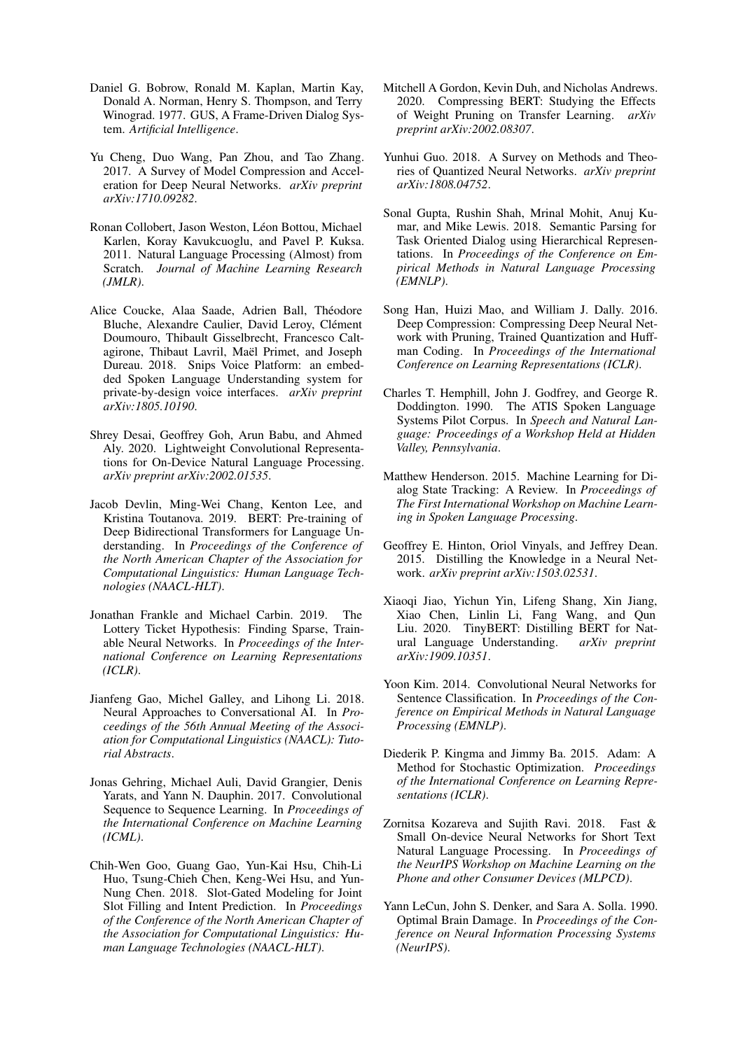Daniel G. Bobrow, Ronald M. Kaplan, Martin Kay, Donald A. Norman, Henry S. Thompson, and Terry Winograd. 1977. GUS, A Frame-Driven Dialog System. *Artificial Intelligence*.

Yu Cheng, Duo Wang, Pan Zhou, and Tao Zhang. 2017. A Survey of Model Compression and Acceleration for Deep Neural Networks. *arXiv preprint arXiv:1710.09282*.

Ronan Collobert, Jason Weston, Léon Bottou, Michael Karlen, Koray Kavukcuoglu, and Pavel P. Kuksa. 2011. Natural Language Processing (Almost) from Scratch. *Journal of Machine Learning Research (JMLR)*.

Alice Coucke, Alaa Saade, Adrien Ball, Théodore Bluche, Alexandre Caulier, David Leroy, Clément Doumouro, Thibault Gisselbrecht, Francesco Caltagirone, Thibaut Lavril, Maël Primet, and Joseph Dureau. 2018. Snips Voice Platform: an embedded Spoken Language Understanding system for private-by-design voice interfaces. *arXiv preprint arXiv:1805.10190*.

Shrey Desai, Geoffrey Goh, Arun Babu, and Ahmed Aly. 2020. Lightweight Convolutional Representations for On-Device Natural Language Processing. *arXiv preprint arXiv:2002.01535*.

Jacob Devlin, Ming-Wei Chang, Kenton Lee, and Kristina Toutanova. 2019. BERT: Pre-training of Deep Bidirectional Transformers for Language Understanding. In *Proceedings of the Conference of the North American Chapter of the Association for Computational Linguistics: Human Language Technologies (NAACL-HLT)*.

Jonathan Frankle and Michael Carbin. 2019. The Lottery Ticket Hypothesis: Finding Sparse, Trainable Neural Networks. In *Proceedings of the International Conference on Learning Representations (ICLR)*.

Jianfeng Gao, Michel Galley, and Lihong Li. 2018. Neural Approaches to Conversational AI. In *Proceedings of the 56th Annual Meeting of the Association for Computational Linguistics (NAACL): Tutorial Abstracts*.

Jonas Gehring, Michael Auli, David Grangier, Denis Yarats, and Yann N. Dauphin. 2017. Convolutional Sequence to Sequence Learning. In *Proceedings of the International Conference on Machine Learning (ICML)*.

Chih-Wen Goo, Guang Gao, Yun-Kai Hsu, Chih-Li Huo, Tsung-Chieh Chen, Keng-Wei Hsu, and Yun-Nung Chen. 2018. Slot-Gated Modeling for Joint Slot Filling and Intent Prediction. In *Proceedings of the Conference of the North American Chapter of the Association for Computational Linguistics: Human Language Technologies (NAACL-HLT)*.

Mitchell A Gordon, Kevin Duh, and Nicholas Andrews. 2020. Compressing BERT: Studying the Effects of Weight Pruning on Transfer Learning. *arXiv preprint arXiv:2002.08307*.

Yunhui Guo. 2018. A Survey on Methods and Theories of Quantized Neural Networks. *arXiv preprint arXiv:1808.04752*.

Sonal Gupta, Rushin Shah, Mrinal Mohit, Anuj Kumar, and Mike Lewis. 2018. Semantic Parsing for Task Oriented Dialog using Hierarchical Representations. In *Proceedings of the Conference on Empirical Methods in Natural Language Processing (EMNLP)*.

Song Han, Huizi Mao, and William J. Dally. 2016. Deep Compression: Compressing Deep Neural Network with Pruning, Trained Quantization and Huffman Coding. In *Proceedings of the International Conference on Learning Representations (ICLR)*.

Charles T. Hemphill, John J. Godfrey, and George R. Doddington. 1990. The ATIS Spoken Language Systems Pilot Corpus. In *Speech and Natural Language: Proceedings of a Workshop Held at Hidden Valley, Pennsylvania*.

Matthew Henderson. 2015. Machine Learning for Dialog State Tracking: A Review. In *Proceedings of The First International Workshop on Machine Learning in Spoken Language Processing*.

Geoffrey E. Hinton, Oriol Vinyals, and Jeffrey Dean. 2015. Distilling the Knowledge in a Neural Network. *arXiv preprint arXiv:1503.02531*.

Xiaoqi Jiao, Yichun Yin, Lifeng Shang, Xin Jiang, Xiao Chen, Linlin Li, Fang Wang, and Qun Liu. 2020. TinyBERT: Distilling BERT for Natural Language Understanding. *arXiv preprint arXiv:1909.10351*.

Yoon Kim. 2014. Convolutional Neural Networks for Sentence Classification. In *Proceedings of the Conference on Empirical Methods in Natural Language Processing (EMNLP)*.

Diederik P. Kingma and Jimmy Ba. 2015. Adam: A Method for Stochastic Optimization. *Proceedings of the International Conference on Learning Representations (ICLR)*.

Zornitsa Kozareva and Sujith Ravi. 2018. Fast & Small On-device Neural Networks for Short Text Natural Language Processing. In *Proceedings of the NeurIPS Workshop on Machine Learning on the Phone and other Consumer Devices (MLPCD)*.

Yann LeCun, John S. Denker, and Sara A. Solla. 1990. Optimal Brain Damage. In *Proceedings of the Conference on Neural Information Processing Systems (NeurIPS)*.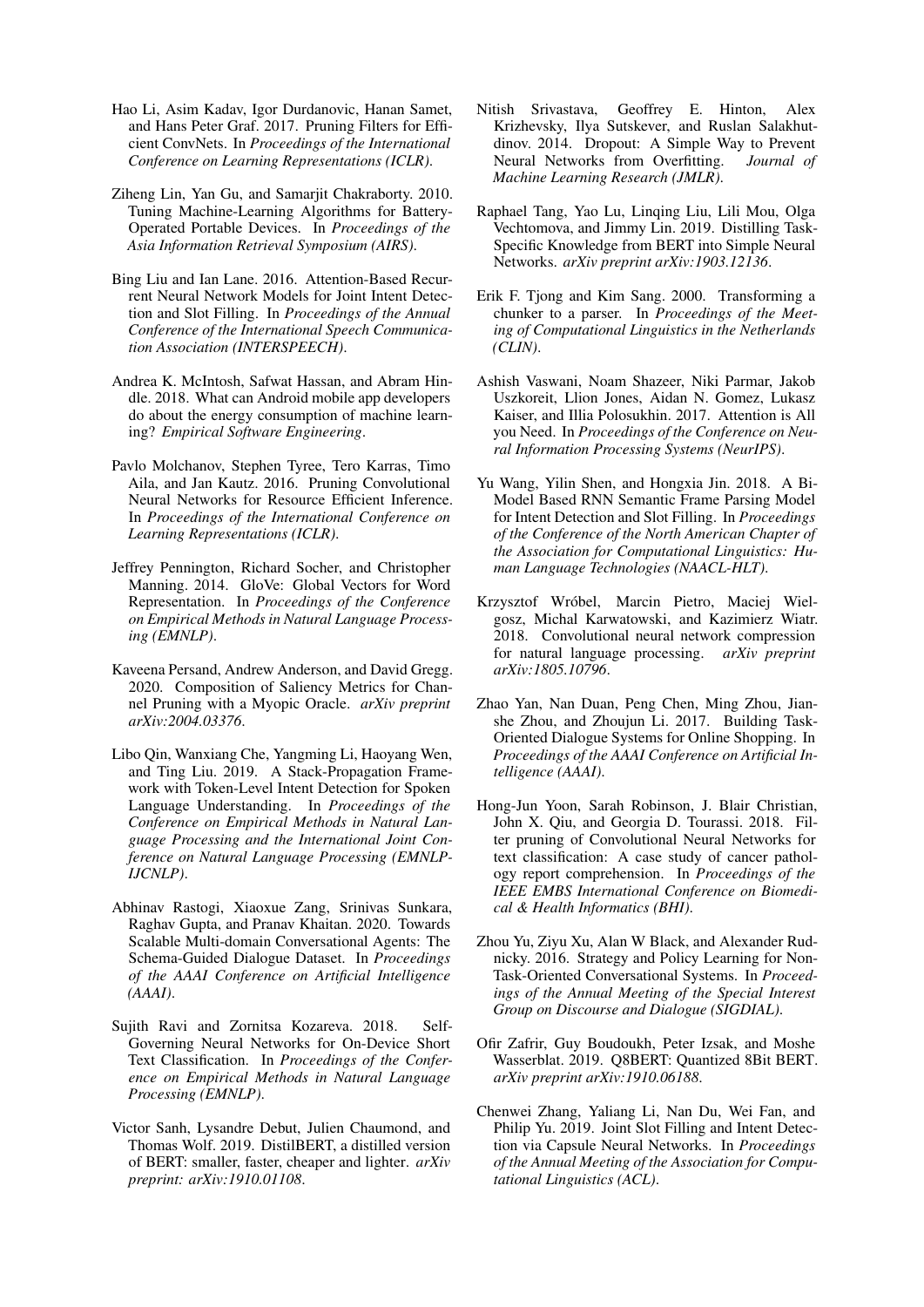Hao Li, Asim Kadav, Igor Durdanovic, Hanan Samet, and Hans Peter Graf. 2017. Pruning Filters for Efficient ConvNets. In *Proceedings of the International Conference on Learning Representations (ICLR)*.

Ziheng Lin, Yan Gu, and Samarjit Chakraborty. 2010. Tuning Machine-Learning Algorithms for Battery-Operated Portable Devices. In *Proceedings of the Asia Information Retrieval Symposium (AIRS)*.

Bing Liu and Ian Lane. 2016. Attention-Based Recurrent Neural Network Models for Joint Intent Detection and Slot Filling. In *Proceedings of the Annual Conference of the International Speech Communication Association (INTERSPEECH)*.

Andrea K. McIntosh, Safwat Hassan, and Abram Hindle. 2018. What can Android mobile app developers do about the energy consumption of machine learning? *Empirical Software Engineering*.

Pavlo Molchanov, Stephen Tyree, Tero Karras, Timo Aila, and Jan Kautz. 2016. Pruning Convolutional Neural Networks for Resource Efficient Inference. In *Proceedings of the International Conference on Learning Representations (ICLR)*.

Jeffrey Pennington, Richard Socher, and Christopher Manning. 2014. GloVe: Global Vectors for Word Representation. In *Proceedings of the Conference on Empirical Methods in Natural Language Processing (EMNLP)*.

Kaveena Persand, Andrew Anderson, and David Gregg. 2020. Composition of Saliency Metrics for Channel Pruning with a Myopic Oracle. *arXiv preprint arXiv:2004.03376*.

Libo Qin, Wanxiang Che, Yangming Li, Haoyang Wen, and Ting Liu. 2019. A Stack-Propagation Framework with Token-Level Intent Detection for Spoken Language Understanding. In *Proceedings of the Conference on Empirical Methods in Natural Language Processing and the International Joint Conference on Natural Language Processing (EMNLP-IJCNLP)*.

Abhinav Rastogi, Xiaoxue Zang, Srinivas Sunkara, Raghav Gupta, and Pranav Khaitan. 2020. Towards Scalable Multi-domain Conversational Agents: The Schema-Guided Dialogue Dataset. In *Proceedings of the AAAI Conference on Artificial Intelligence (AAAI)*.

Sujith Ravi and Zornitsa Kozareva. 2018. Self-Governing Neural Networks for On-Device Short Text Classification. In *Proceedings of the Conference on Empirical Methods in Natural Language Processing (EMNLP)*.

Victor Sanh, Lysandre Debut, Julien Chaumond, and Thomas Wolf. 2019. DistilBERT, a distilled version of BERT: smaller, faster, cheaper and lighter. *arXiv preprint: arXiv:1910.01108*.

Nitish Srivastava, Geoffrey E. Hinton, Alex Krizhevsky, Ilya Sutskever, and Ruslan Salakhutdinov. 2014. Dropout: A Simple Way to Prevent Neural Networks from Overfitting. *Journal of Machine Learning Research (JMLR)*.

Raphael Tang, Yao Lu, Linqing Liu, Lili Mou, Olga Vechtomova, and Jimmy Lin. 2019. Distilling Task-Specific Knowledge from BERT into Simple Neural Networks. *arXiv preprint arXiv:1903.12136*.

Erik F. Tjong and Kim Sang. 2000. Transforming a chunker to a parser. In *Proceedings of the Meeting of Computational Linguistics in the Netherlands (CLIN)*.

Ashish Vaswani, Noam Shazeer, Niki Parmar, Jakob Uszkoreit, Llion Jones, Aidan N. Gomez, Lukasz Kaiser, and Illia Polosukhin. 2017. Attention is All you Need. In *Proceedings of the Conference on Neural Information Processing Systems (NeurIPS)*.

Yu Wang, Yilin Shen, and Hongxia Jin. 2018. A Bi-Model Based RNN Semantic Frame Parsing Model for Intent Detection and Slot Filling. In *Proceedings of the Conference of the North American Chapter of the Association for Computational Linguistics: Human Language Technologies (NAACL-HLT)*.

Krzysztof Wróbel, Marcin Pietro, Maciej Wielgosz, Michal Karwatowski, and Kazimierz Wiatr. 2018. Convolutional neural network compression for natural language processing. *arXiv preprint arXiv:1805.10796*.

Zhao Yan, Nan Duan, Peng Chen, Ming Zhou, Jianshe Zhou, and Zhoujun Li. 2017. Building Task-Oriented Dialogue Systems for Online Shopping. In *Proceedings of the AAAI Conference on Artificial Intelligence (AAAI)*.

Hong-Jun Yoon, Sarah Robinson, J. Blair Christian, John X. Qiu, and Georgia D. Tourassi. 2018. Filter pruning of Convolutional Neural Networks for text classification: A case study of cancer pathology report comprehension. In *Proceedings of the IEEE EMBS International Conference on Biomedical & Health Informatics (BHI)*.

Zhou Yu, Ziyu Xu, Alan W Black, and Alexander Rudnicky. 2016. Strategy and Policy Learning for Non-Task-Oriented Conversational Systems. In *Proceedings of the Annual Meeting of the Special Interest Group on Discourse and Dialogue (SIGDIAL)*.

Ofir Zafrir, Guy Boudoukh, Peter Izsak, and Moshe Wasserblat. 2019. Q8BERT: Quantized 8Bit BERT. *arXiv preprint arXiv:1910.06188*.

Chenwei Zhang, Yaliang Li, Nan Du, Wei Fan, and Philip Yu. 2019. Joint Slot Filling and Intent Detection via Capsule Neural Networks. In *Proceedings of the Annual Meeting of the Association for Computational Linguistics (ACL)*.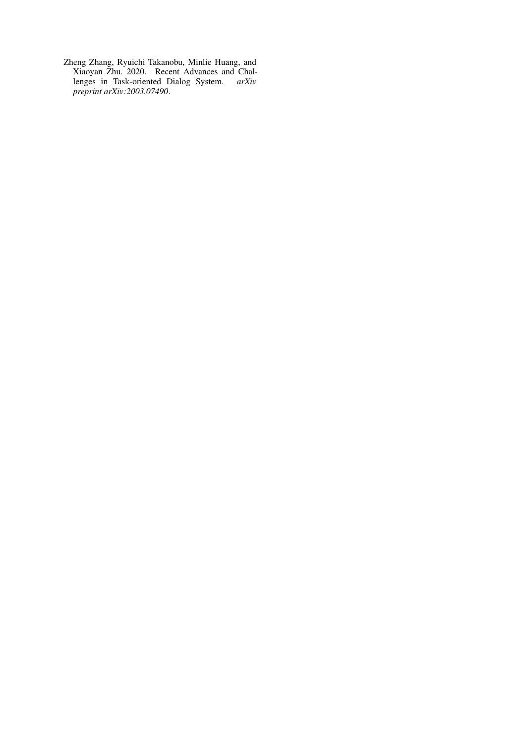Zheng Zhang, Ryuichi Takanobu, Minlie Huang, and Xiaoyan Zhu. 2020. Recent Advances and Challenges in Task-oriented Dialog System. *arXiv preprint arXiv:2003.07490*.